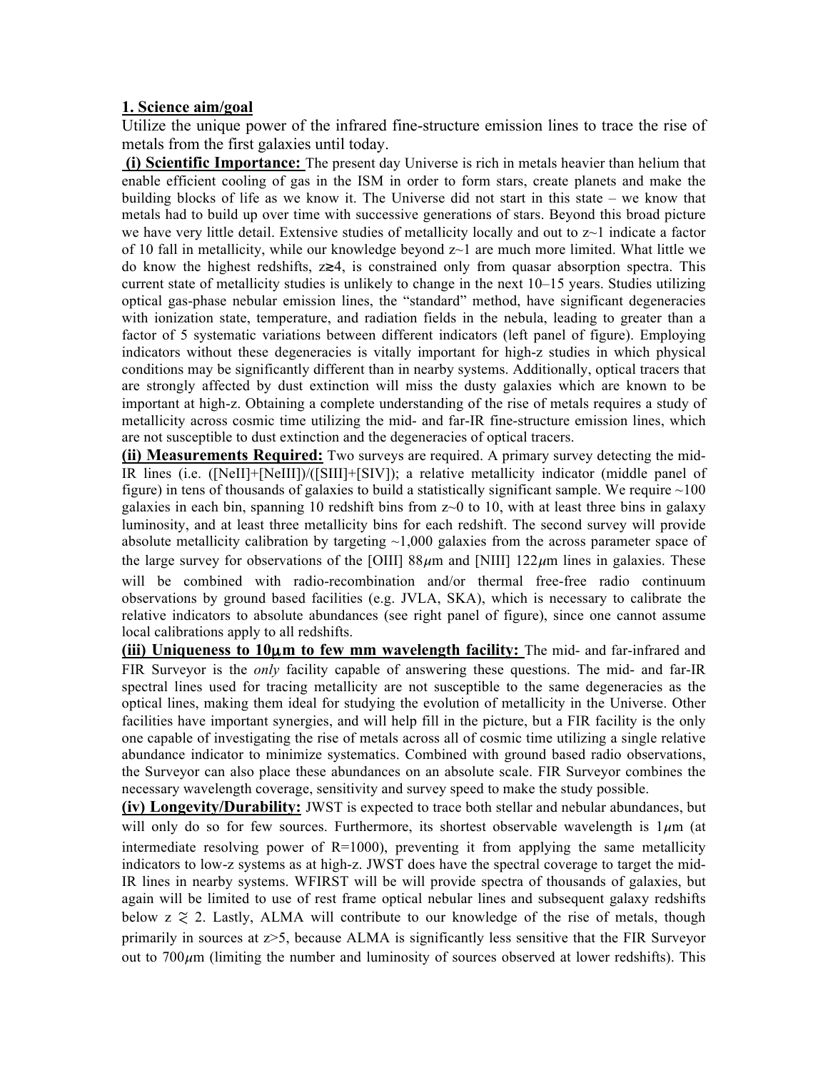## 1. Science aim/goal

Utilize the unique power of the infrared fine-structure emission lines to trace the rise of metals from the first galaxies until today.

**(i) Scientific Importance:** The present day Universe is rich in metals heavier than helium that enable efficient cooling of gas in the ISM in order to form stars, create planets and make the building blocks of life as we know it. The Universe did not start in this state – we know that metals had to build up over time with successive generations of stars. Beyond this broad picture we have very little detail. Extensive studies of metallicity locally and out to z~1 indicate a factor of 10 fall in metallicity, while our knowledge beyond z~1 are much more limited. What little we do know the highest redshifts, z≳4, is constrained only from quasar absorption spectra. This current state of metallicity studies is unlikely to change in the next 10–15 years. Studies utilizing optical gas-phase nebular emission lines, the "standard" method, have significant degeneracies with ionization state, temperature, and radiation fields in the nebula, leading to greater than a factor of 5 systematic variations between different indicators (left panel of figure). Employing indicators without these degeneracies is vitally important for high-z studies in which physical conditions may be significantly different than in nearby systems. Additionally, optical tracers that are strongly affected by dust extinction will miss the dusty galaxies which are known to be important at high-z. Obtaining a complete understanding of the rise of metals requires a study of metallicity across cosmic time utilizing the mid- and far-IR fine-structure emission lines, which are not susceptible to dust extinction and the degeneracies of optical tracers.

**(ii) Measurements Required:** Two surveys are required. A primary survey detecting the mid-IR lines (i.e. ([NeII]+[NeIII])/([SIII]+[SIV]); a relative metallicity indicator (middle panel of figure) in tens of thousands of galaxies to build a statistically significant sample. We require ~100 galaxies in each bin, spanning 10 redshift bins from z~0 to 10, with at least three bins in galaxy luminosity, and at least three metallicity bins for each redshift. The second survey will provide absolute metallicity calibration by targeting ~1,000 galaxies from the across parameter space of the large survey for observations of the [OIII] 88$\mu$m and [NIII] 122$\mu$m lines in galaxies. These will be combined with radio-recombination and/or thermal free-free radio continuum observations by ground based facilities (e.g. JVLA, SKA), which is necessary to calibrate the relative indicators to absolute abundances (see right panel of figure), since one cannot assume local calibrations apply to all redshifts.

**(iii) Uniqueness to 10$\mu$m to few mm wavelength facility:** The mid- and far-infrared and FIR Surveyor is the *only* facility capable of answering these questions. The mid- and far-IR spectral lines used for tracing metallicity are not susceptible to the same degeneracies as the optical lines, making them ideal for studying the evolution of metallicity in the Universe. Other facilities have important synergies, and will help fill in the picture, but a FIR facility is the only one capable of investigating the rise of metals across all of cosmic time utilizing a single relative abundance indicator to minimize systematics. Combined with ground based radio observations, the Surveyor can also place these abundances on an absolute scale. FIR Surveyor combines the necessary wavelength coverage, sensitivity and survey speed to make the study possible.

**(iv) Longevity/Durability:** JWST is expected to trace both stellar and nebular abundances, but will only do so for few sources. Furthermore, its shortest observable wavelength is 1$\mu$m (at intermediate resolving power of R=1000), preventing it from applying the same metallicity indicators to low-z systems as at high-z. JWST does have the spectral coverage to target the mid-IR lines in nearby systems. WFIRST will be will provide spectra of thousands of galaxies, but again will be limited to use of rest frame optical nebular lines and subsequent galaxy redshifts below z ≈ 2. Lastly, ALMA will contribute to our knowledge of the rise of metals, though primarily in sources at z>5, because ALMA is significantly less sensitive that the FIR Surveyor out to 700$\mu$m (limiting the number and luminosity of sources observed at lower redshifts). This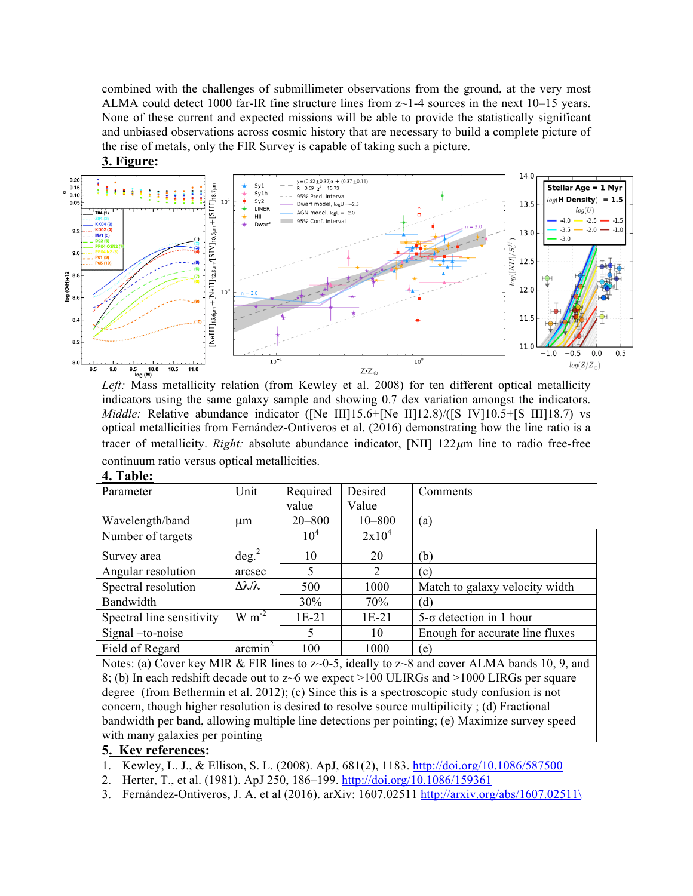combined with the challenges of submillimeter observations from the ground, at the very most ALMA could detect 1000 far-IR fine structure lines from z~1-4 sources in the next 10–15 years. None of these current and expected missions will be able to provide the statistically significant and unbiased observations across cosmic history that are necessary to build a complete picture of the rise of metals, only the FIR Survey is capable of taking such a picture.

## 3. Figure:

*Left:* Mass metallicity relation (from Kewley et al. 2008) for ten different optical metallicity indicators using the same galaxy sample and showing 0.7 dex variation amongst the indicators. *Middle:* Relative abundance indicator ([Ne III]15.6+[Ne II]12.8)/([S IV]10.5+[S III]18.7) vs optical metallicities from Fernández-Ontiveros et al. (2016) demonstrating how the line ratio is a tracer of metallicity. *Right:* absolute abundance indicator, [NII] 122$\mu$m line to radio free-free continuum ratio versus optical metallicities.

## 4. Table:

| Parameter | Unit | Required value | Desired Value | Comments |
|---|---|---|---|---|
| Wavelength/band | μm | 20–800 | 10–800 | (a) |
| Number of targets | | $10^4$ | $2\text{x}10^4$ | |
| Survey area | deg.$^2$ | 10 | 20 | (b) |
| Angular resolution | arcsec | 5 | 2 | (c) |
| Spectral resolution | $\Delta\lambda/\lambda$ | 500 | 1000 | Match to galaxy velocity width |
| Bandwidth | | 30% | 70% | (d) |
| Spectral line sensitivity | W m$^{-2}$ | 1E-21 | 1E-21 | 5-σ detection in 1 hour |
| Signal –to-noise | | 5 | 10 | Enough for accurate line fluxes |
| Field of Regard | arcmin$^2$ | 100 | 1000 | (e) |

Notes: (a) Cover key MIR & FIR lines to z~0-5, ideally to z~8 and cover ALMA bands 10, 9, and 8; (b) In each redshift decade out to z~6 we expect >100 ULIRGs and >1000 LIRGs per square degree (from Bethermin et al. 2012); (c) Since this is a spectroscopic study confusion is not concern, though higher resolution is desired to resolve source multiplicity ; (d) Fractional bandwidth per band, allowing multiple line detections per pointing; (e) Maximize survey speed with many galaxies per pointing

## 5. Key references:

1. Kewley, L. J., & Ellison, S. L. (2008). ApJ, 681(2), 1183. http://doi.org/10.1086/587500
2. Herter, T., et al. (1981). ApJ 250, 186–199. http://doi.org/10.1086/159361
3. Fernández-Ontiveros, J. A. et al (2016). arXiv: 1607.02511 http://arxiv.org/abs/1607.02511\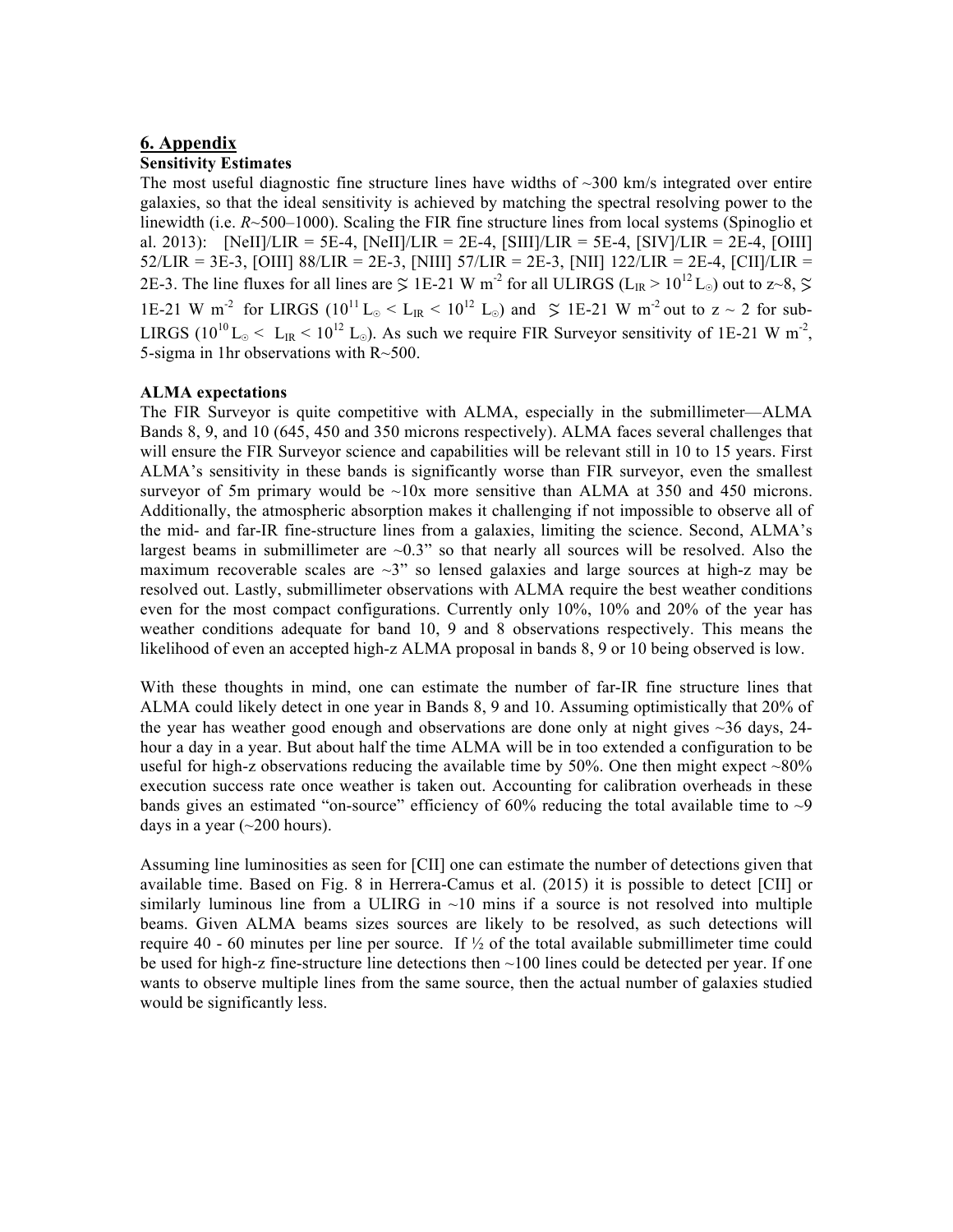## 6. Appendix

**Sensitivity Estimates**

The most useful diagnostic fine structure lines have widths of ~300 km/s integrated over entire galaxies, so that the ideal sensitivity is achieved by matching the spectral resolving power to the linewidth (i.e. *R*~500–1000). Scaling the FIR fine structure lines from local systems (Spinoglio et al. 2013): [NeII]/LIR = 5E-4, [NeII]/LIR = 2E-4, [SIII]/LIR = 5E-4, [SIV]/LIR = 2E-4, [OIII] 52/LIR = 3E-3, [OIII] 88/LIR = 2E-3, [NIII] 57/LIR = 2E-3, [NII] 122/LIR = 2E-4, [CII]/LIR = 2E-3. The line fluxes for all lines are $\gtrsim$ 1E-21 W m$^{-2}$ for all ULIRGS ($L_{IR} > 10^{12}\,L_{\odot}$) out to z~8, $\gtrsim$ 1E-21 W m$^{-2}$ for LIRGS ($10^{11}\,L_{\odot} < L_{IR} < 10^{12}\,L_{\odot}$) and $\gtrsim$ 1E-21 W m$^{-2}$ out to z ~ 2 for sub-LIRGS ($10^{10}\,L_{\odot} < L_{IR} < 10^{12}\,L_{\odot}$). As such we require FIR Surveyor sensitivity of 1E-21 W m$^{-2}$, 5-sigma in 1hr observations with R~500.

**ALMA expectations**

The FIR Surveyor is quite competitive with ALMA, especially in the submillimeter—ALMA Bands 8, 9, and 10 (645, 450 and 350 microns respectively). ALMA faces several challenges that will ensure the FIR Surveyor science and capabilities will be relevant still in 10 to 15 years. First ALMA's sensitivity in these bands is significantly worse than FIR surveyor, even the smallest surveyor of 5m primary would be ~10x more sensitive than ALMA at 350 and 450 microns. Additionally, the atmospheric absorption makes it challenging if not impossible to observe all of the mid- and far-IR fine-structure lines from a galaxies, limiting the science. Second, ALMA's largest beams in submillimeter are ~0.3" so that nearly all sources will be resolved. Also the maximum recoverable scales are ~3" so lensed galaxies and large sources at high-z may be resolved out. Lastly, submillimeter observations with ALMA require the best weather conditions even for the most compact configurations. Currently only 10%, 10% and 20% of the year has weather conditions adequate for band 10, 9 and 8 observations respectively. This means the likelihood of even an accepted high-z ALMA proposal in bands 8, 9 or 10 being observed is low.

With these thoughts in mind, one can estimate the number of far-IR fine structure lines that ALMA could likely detect in one year in Bands 8, 9 and 10. Assuming optimistically that 20% of the year has weather good enough and observations are done only at night gives ~36 days, 24-hour a day in a year. But about half the time ALMA will be in too extended a configuration to be useful for high-z observations reducing the available time by 50%. One then might expect ~80% execution success rate once weather is taken out. Accounting for calibration overheads in these bands gives an estimated "on-source" efficiency of 60% reducing the total available time to ~9 days in a year (~200 hours).

Assuming line luminosities as seen for [CII] one can estimate the number of detections given that available time. Based on Fig. 8 in Herrera-Camus et al. (2015) it is possible to detect [CII] or similarly luminous line from a ULIRG in ~10 mins if a source is not resolved into multiple beams. Given ALMA beams sizes sources are likely to be resolved, as such detections will require 40 - 60 minutes per line per source. If ½ of the total available submillimeter time could be used for high-z fine-structure line detections then ~100 lines could be detected per year. If one wants to observe multiple lines from the same source, then the actual number of galaxies studied would be significantly less.